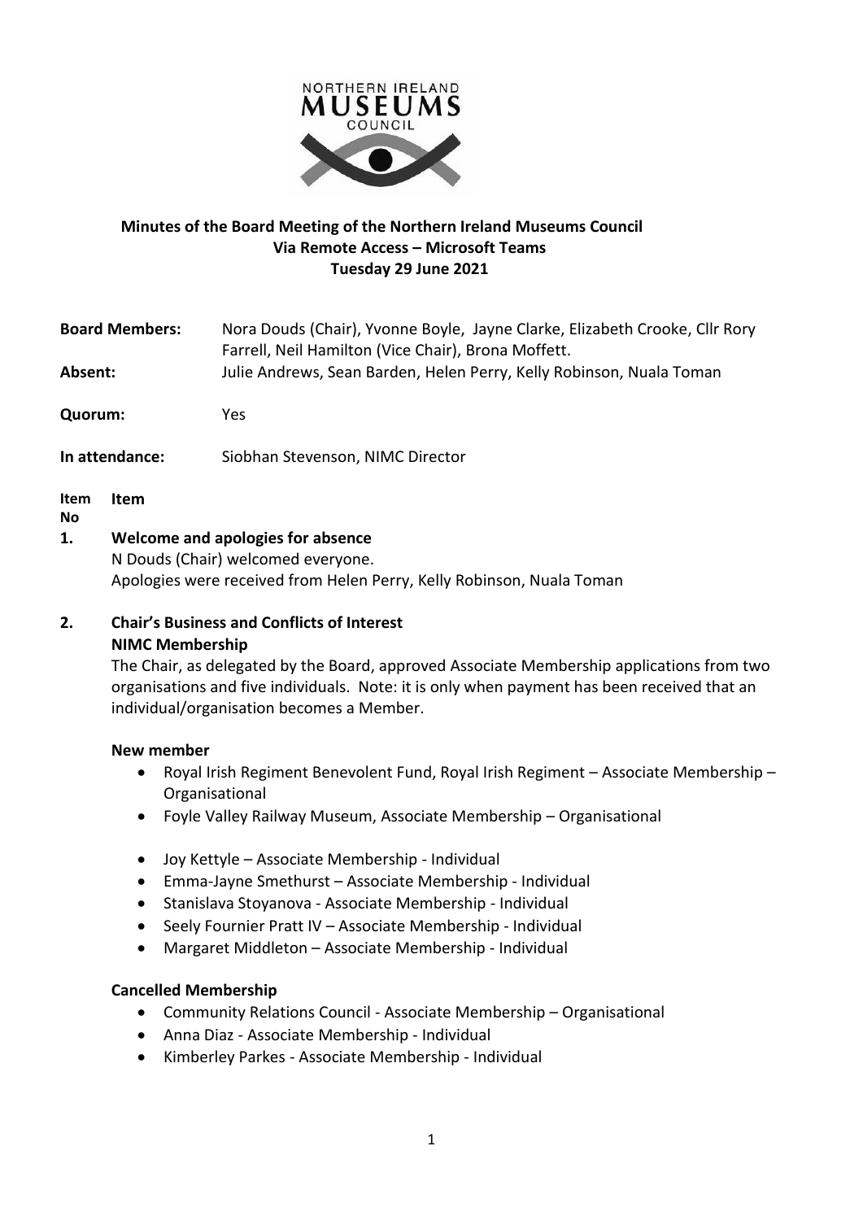# Minutes of the Board Meeting of the Northern Ireland Museums Council
## Via Remote Access – Microsoft Teams
## Tuesday 29 June 2021

**Board Members:** Nora Douds (Chair), Yvonne Boyle, Jayne Clarke, Elizabeth Crooke, Cllr Rory Farrell, Neil Hamilton (Vice Chair), Brona Moffett.

**Absent:** Julie Andrews, Sean Barden, Helen Perry, Kelly Robinson, Nuala Toman

**Quorum:** Yes

**In attendance:** Siobhan Stevenson, NIMC Director

**Item No** **Item**

**1. Welcome and apologies for absence**

N Douds (Chair) welcomed everyone.
Apologies were received from Helen Perry, Kelly Robinson, Nuala Toman

**2. Chair's Business and Conflicts of Interest**

**NIMC Membership**

The Chair, as delegated by the Board, approved Associate Membership applications from two organisations and five individuals. Note: it is only when payment has been received that an individual/organisation becomes a Member.

**New member**

- Royal Irish Regiment Benevolent Fund, Royal Irish Regiment – Associate Membership – Organisational
- Foyle Valley Railway Museum, Associate Membership – Organisational

- Joy Kettyle – Associate Membership - Individual
- Emma-Jayne Smethurst – Associate Membership - Individual
- Stanislava Stoyanova - Associate Membership - Individual
- Seely Fournier Pratt IV – Associate Membership - Individual
- Margaret Middleton – Associate Membership - Individual

**Cancelled Membership**

- Community Relations Council - Associate Membership – Organisational
- Anna Diaz - Associate Membership - Individual
- Kimberley Parkes - Associate Membership - Individual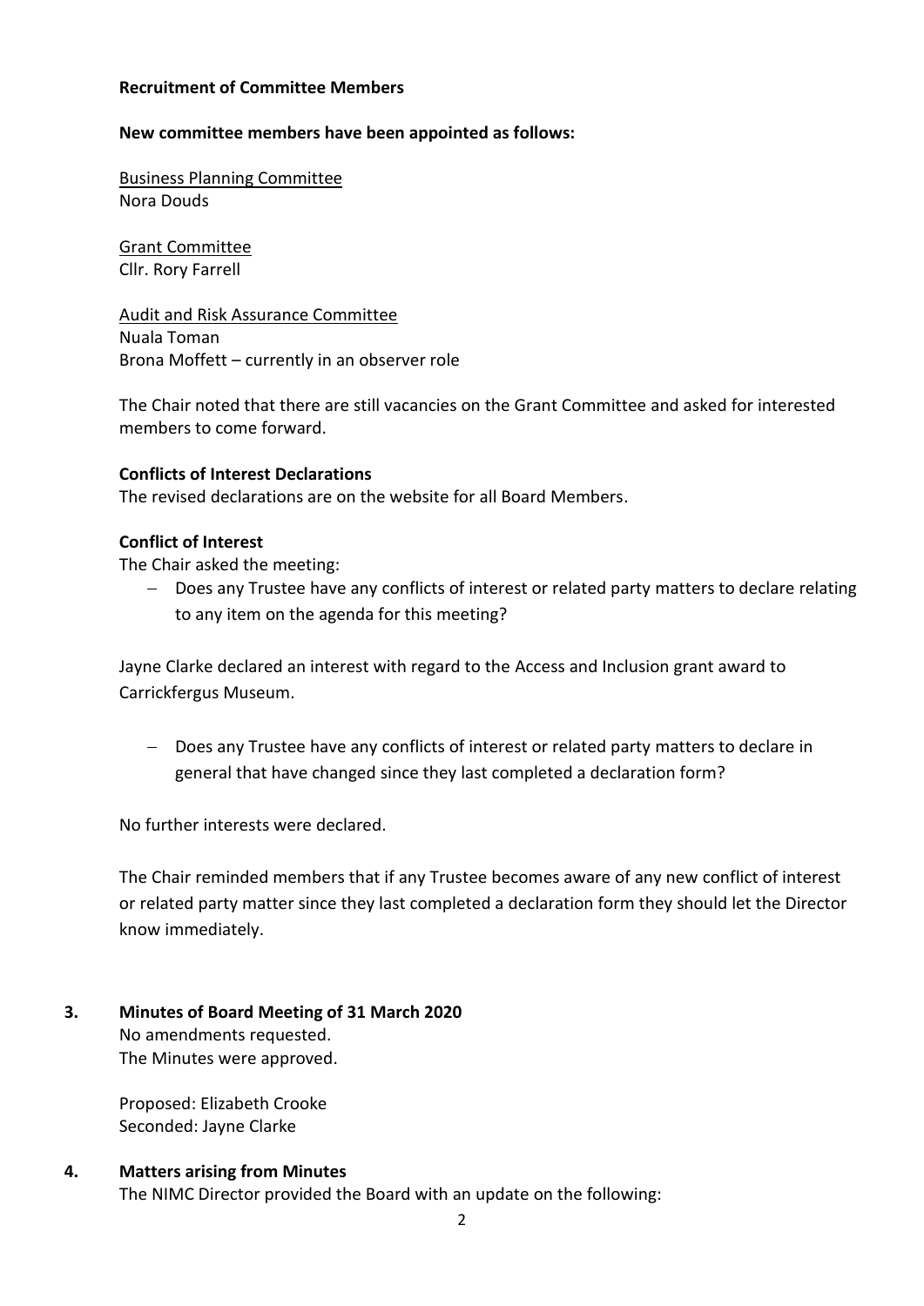**Recruitment of Committee Members**

**New committee members have been appointed as follows:**

Business Planning Committee
Nora Douds

Grant Committee
Cllr. Rory Farrell

Audit and Risk Assurance Committee
Nuala Toman
Brona Moffett – currently in an observer role

The Chair noted that there are still vacancies on the Grant Committee and asked for interested members to come forward.

**Conflicts of Interest Declarations**

The revised declarations are on the website for all Board Members.

**Conflict of Interest**

The Chair asked the meeting:

- Does any Trustee have any conflicts of interest or related party matters to declare relating to any item on the agenda for this meeting?

Jayne Clarke declared an interest with regard to the Access and Inclusion grant award to Carrickfergus Museum.

- Does any Trustee have any conflicts of interest or related party matters to declare in general that have changed since they last completed a declaration form?

No further interests were declared.

The Chair reminded members that if any Trustee becomes aware of any new conflict of interest or related party matter since they last completed a declaration form they should let the Director know immediately.

## 3. Minutes of Board Meeting of 31 March 2020

No amendments requested.
The Minutes were approved.

Proposed: Elizabeth Crooke
Seconded: Jayne Clarke

## 4. Matters arising from Minutes

The NIMC Director provided the Board with an update on the following: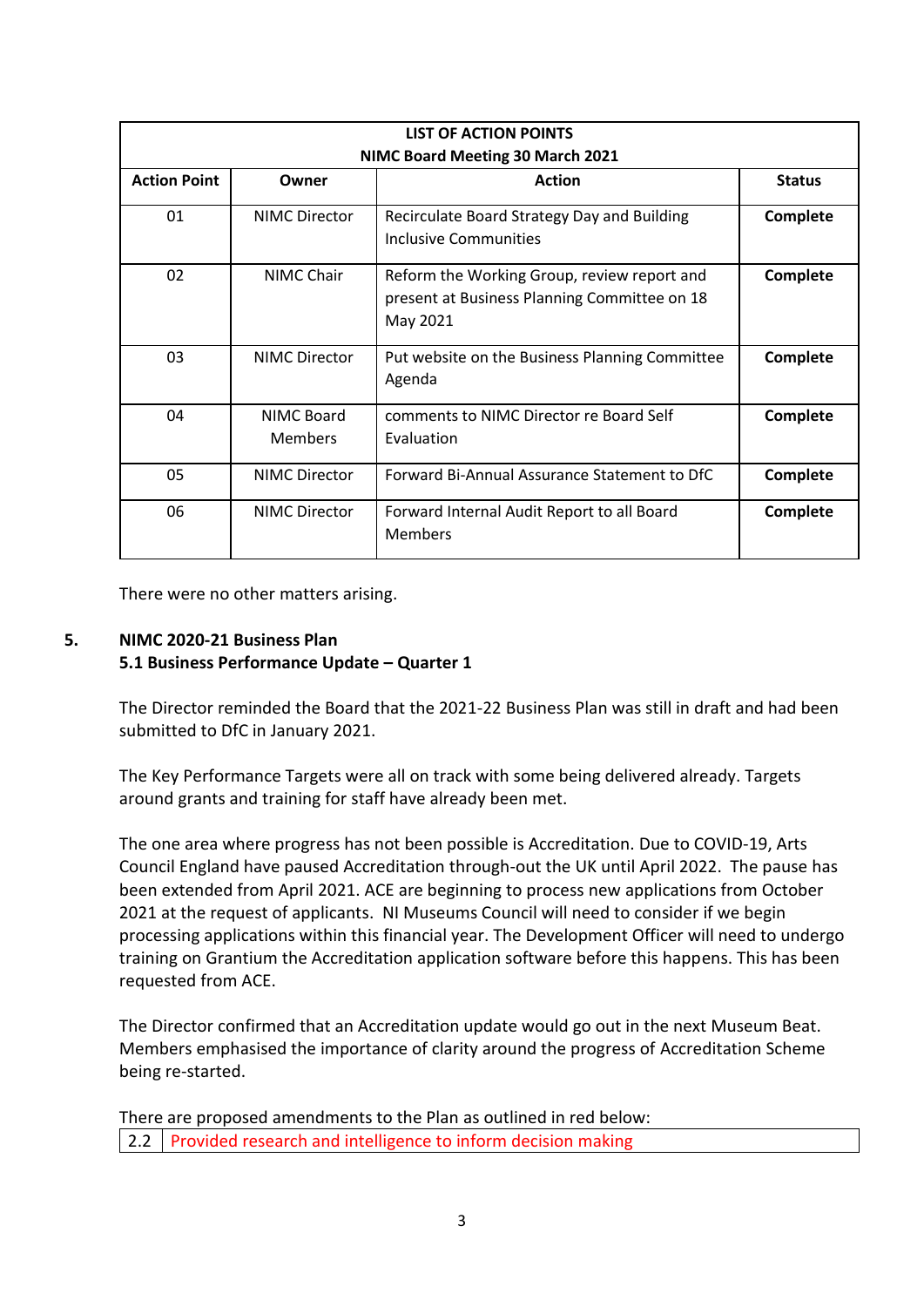| LIST OF ACTION POINTS<br>NIMC Board Meeting 30 March 2021 | | | |
|---|---|---|---|
| **Action Point** | **Owner** | **Action** | **Status** |
| 01 | NIMC Director | Recirculate Board Strategy Day and Building Inclusive Communities | **Complete** |
| 02 | NIMC Chair | Reform the Working Group, review report and present at Business Planning Committee on 18 May 2021 | **Complete** |
| 03 | NIMC Director | Put website on the Business Planning Committee Agenda | **Complete** |
| 04 | NIMC Board Members | comments to NIMC Director re Board Self Evaluation | **Complete** |
| 05 | NIMC Director | Forward Bi-Annual Assurance Statement to DfC | **Complete** |
| 06 | NIMC Director | Forward Internal Audit Report to all Board Members | **Complete** |

There were no other matters arising.

## 5. NIMC 2020-21 Business Plan

### 5.1 Business Performance Update – Quarter 1

The Director reminded the Board that the 2021-22 Business Plan was still in draft and had been submitted to DfC in January 2021.

The Key Performance Targets were all on track with some being delivered already. Targets around grants and training for staff have already been met.

The one area where progress has not been possible is Accreditation. Due to COVID-19, Arts Council England have paused Accreditation through-out the UK until April 2022. The pause has been extended from April 2021. ACE are beginning to process new applications from October 2021 at the request of applicants. NI Museums Council will need to consider if we begin processing applications within this financial year. The Development Officer will need to undergo training on Grantium the Accreditation application software before this happens. This has been requested from ACE.

The Director confirmed that an Accreditation update would go out in the next Museum Beat. Members emphasised the importance of clarity around the progress of Accreditation Scheme being re-started.

There are proposed amendments to the Plan as outlined in red below:

| 2.2 | Provided research and intelligence to inform decision making |
|---|---|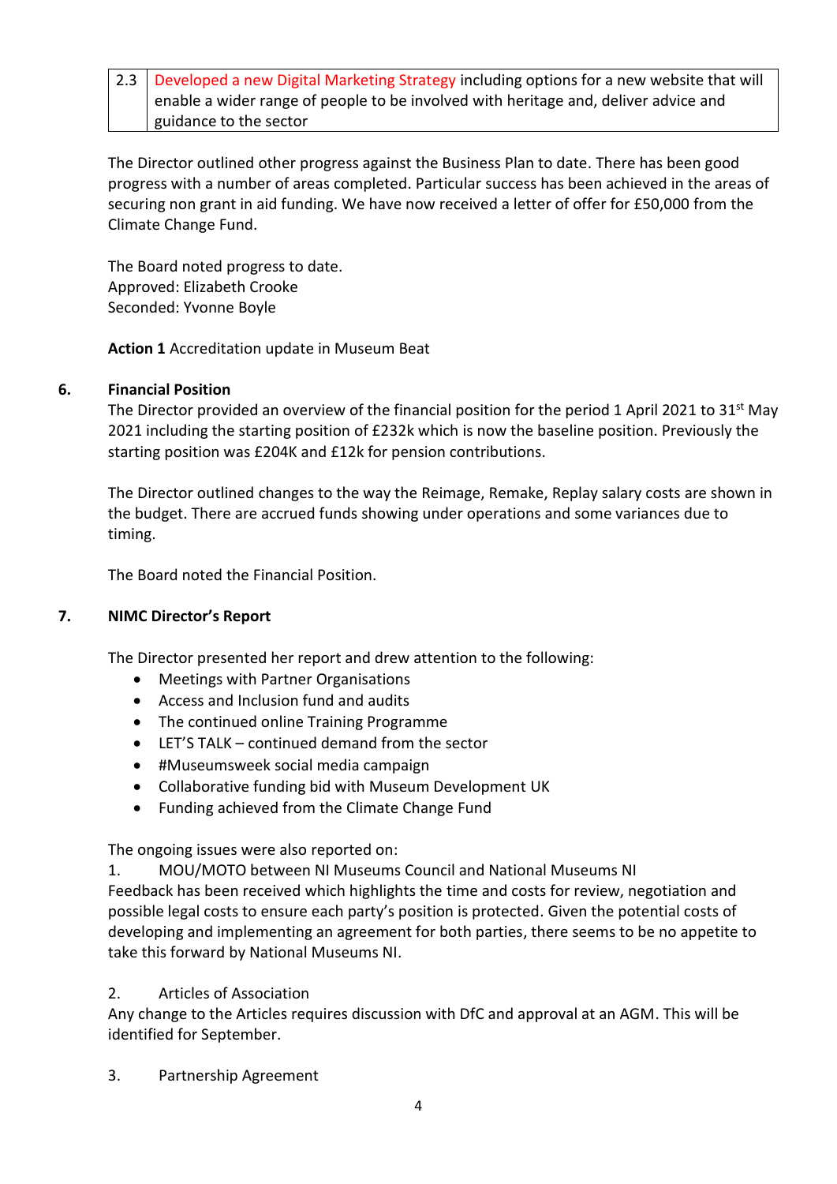| 2.3 | Developed a new Digital Marketing Strategy including options for a new website that will enable a wider range of people to be involved with heritage and, deliver advice and guidance to the sector |
|---|---|

The Director outlined other progress against the Business Plan to date. There has been good progress with a number of areas completed. Particular success has been achieved in the areas of securing non grant in aid funding. We have now received a letter of offer for £50,000 from the Climate Change Fund.

The Board noted progress to date.
Approved: Elizabeth Crooke
Seconded: Yvonne Boyle

**Action 1** Accreditation update in Museum Beat

## 6. Financial Position

The Director provided an overview of the financial position for the period 1 April 2021 to 31st May 2021 including the starting position of £232k which is now the baseline position. Previously the starting position was £204K and £12k for pension contributions.

The Director outlined changes to the way the Reimage, Remake, Replay salary costs are shown in the budget. There are accrued funds showing under operations and some variances due to timing.

The Board noted the Financial Position.

## 7. NIMC Director's Report

The Director presented her report and drew attention to the following:

- Meetings with Partner Organisations
- Access and Inclusion fund and audits
- The continued online Training Programme
- LET'S TALK – continued demand from the sector
- #Museumsweek social media campaign
- Collaborative funding bid with Museum Development UK
- Funding achieved from the Climate Change Fund

The ongoing issues were also reported on:

1. MOU/MOTO between NI Museums Council and National Museums NI

Feedback has been received which highlights the time and costs for review, negotiation and possible legal costs to ensure each party's position is protected. Given the potential costs of developing and implementing an agreement for both parties, there seems to be no appetite to take this forward by National Museums NI.

2. Articles of Association

Any change to the Articles requires discussion with DfC and approval at an AGM. This will be identified for September.

3. Partnership Agreement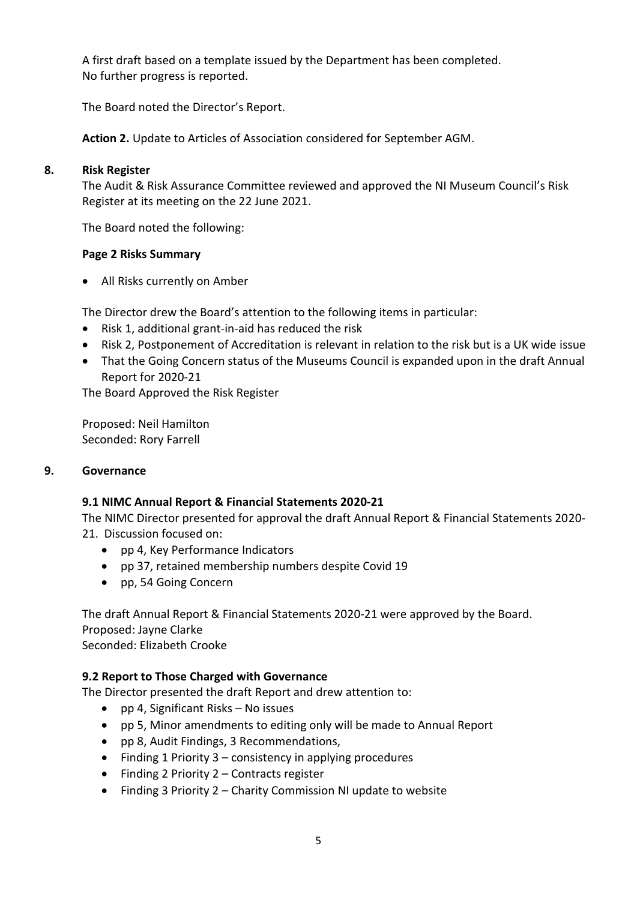A first draft based on a template issued by the Department has been completed.
No further progress is reported.

The Board noted the Director's Report.

**Action 2.** Update to Articles of Association considered for September AGM.

## 8. Risk Register

The Audit & Risk Assurance Committee reviewed and approved the NI Museum Council's Risk Register at its meeting on the 22 June 2021.

The Board noted the following:

**Page 2 Risks Summary**

- All Risks currently on Amber

The Director drew the Board's attention to the following items in particular:

- Risk 1, additional grant-in-aid has reduced the risk
- Risk 2, Postponement of Accreditation is relevant in relation to the risk but is a UK wide issue
- That the Going Concern status of the Museums Council is expanded upon in the draft Annual Report for 2020-21

The Board Approved the Risk Register

Proposed: Neil Hamilton
Seconded: Rory Farrell

## 9. Governance

### 9.1 NIMC Annual Report & Financial Statements 2020-21

The NIMC Director presented for approval the draft Annual Report & Financial Statements 2020-21. Discussion focused on:

- pp 4, Key Performance Indicators
- pp 37, retained membership numbers despite Covid 19
- pp, 54 Going Concern

The draft Annual Report & Financial Statements 2020-21 were approved by the Board.
Proposed: Jayne Clarke
Seconded: Elizabeth Crooke

### 9.2 Report to Those Charged with Governance

The Director presented the draft Report and drew attention to:

- pp 4, Significant Risks – No issues
- pp 5, Minor amendments to editing only will be made to Annual Report
- pp 8, Audit Findings, 3 Recommendations,
- Finding 1 Priority 3 – consistency in applying procedures
- Finding 2 Priority 2 – Contracts register
- Finding 3 Priority 2 – Charity Commission NI update to website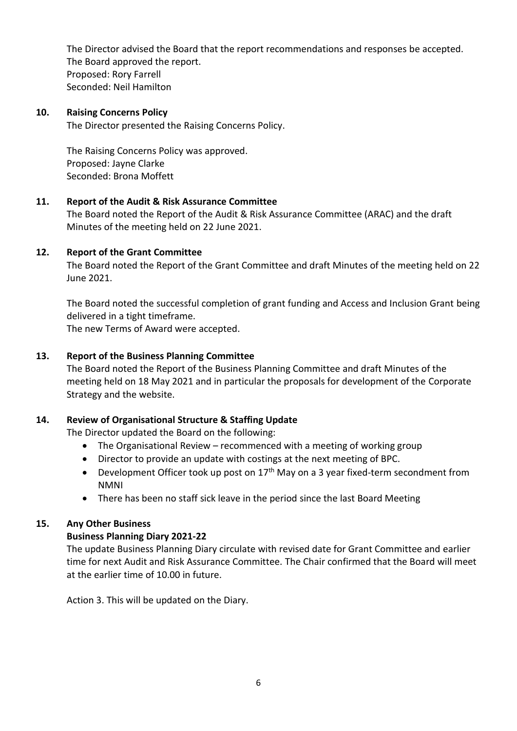The Director advised the Board that the report recommendations and responses be accepted.
The Board approved the report.
Proposed: Rory Farrell
Seconded: Neil Hamilton

**10. Raising Concerns Policy**

The Director presented the Raising Concerns Policy.

The Raising Concerns Policy was approved.
Proposed: Jayne Clarke
Seconded: Brona Moffett

**11. Report of the Audit & Risk Assurance Committee**

The Board noted the Report of the Audit & Risk Assurance Committee (ARAC) and the draft Minutes of the meeting held on 22 June 2021.

**12. Report of the Grant Committee**

The Board noted the Report of the Grant Committee and draft Minutes of the meeting held on 22 June 2021.

The Board noted the successful completion of grant funding and Access and Inclusion Grant being delivered in a tight timeframe.
The new Terms of Award were accepted.

**13. Report of the Business Planning Committee**

The Board noted the Report of the Business Planning Committee and draft Minutes of the meeting held on 18 May 2021 and in particular the proposals for development of the Corporate Strategy and the website.

**14. Review of Organisational Structure & Staffing Update**

The Director updated the Board on the following:

- The Organisational Review – recommenced with a meeting of working group
- Director to provide an update with costings at the next meeting of BPC.
- Development Officer took up post on 17th May on a 3 year fixed-term secondment from NMNI
- There has been no staff sick leave in the period since the last Board Meeting

**15. Any Other Business**

**Business Planning Diary 2021-22**

The update Business Planning Diary circulate with revised date for Grant Committee and earlier time for next Audit and Risk Assurance Committee. The Chair confirmed that the Board will meet at the earlier time of 10.00 in future.

Action 3. This will be updated on the Diary.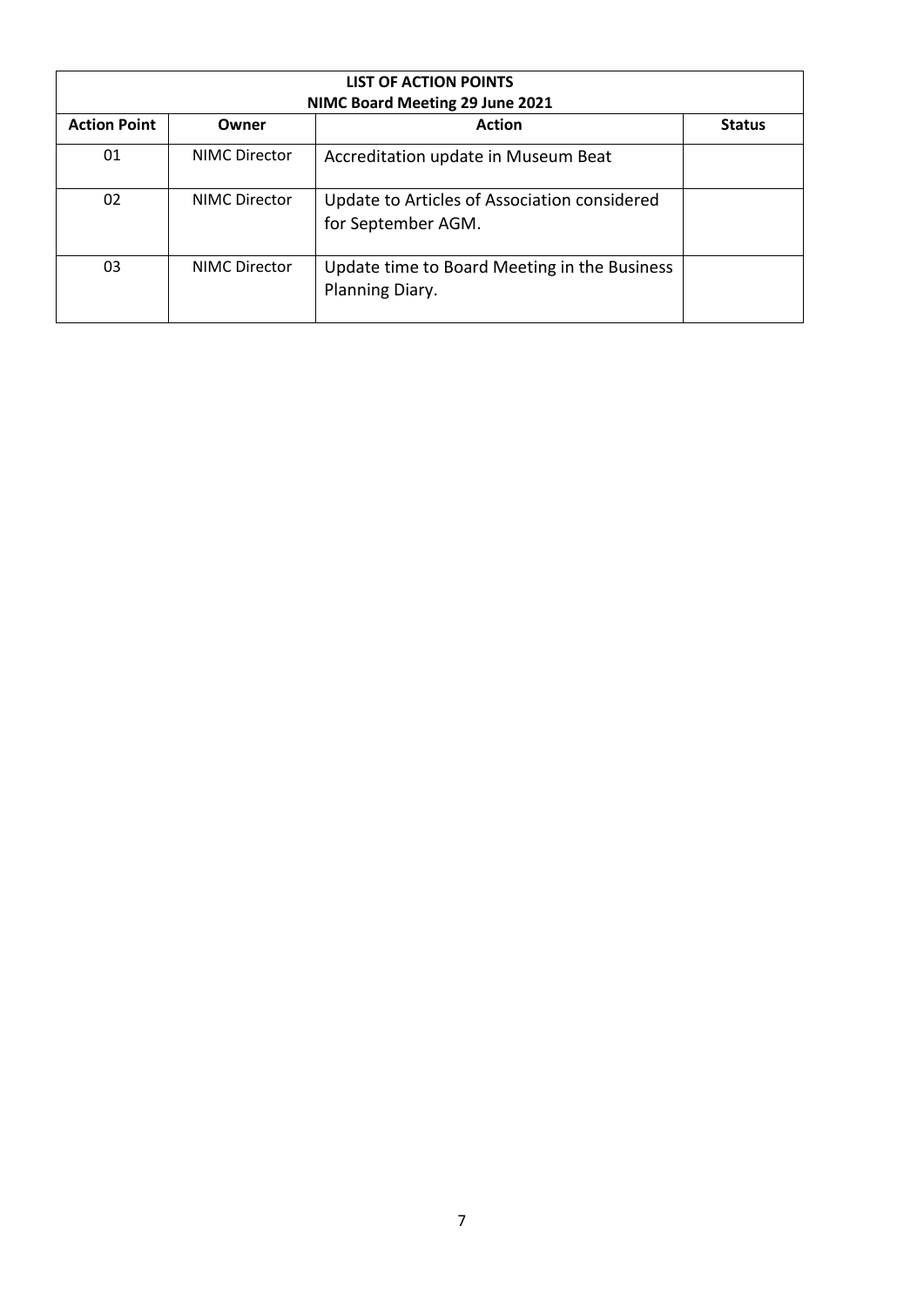| LIST OF ACTION POINTS<br>NIMC Board Meeting 29 June 2021 | | | |
|---|---|---|---|
| **Action Point** | **Owner** | **Action** | **Status** |
| 01 | NIMC Director | Accreditation update in Museum Beat | |
| 02 | NIMC Director | Update to Articles of Association considered for September AGM. | |
| 03 | NIMC Director | Update time to Board Meeting in the Business Planning Diary. | |